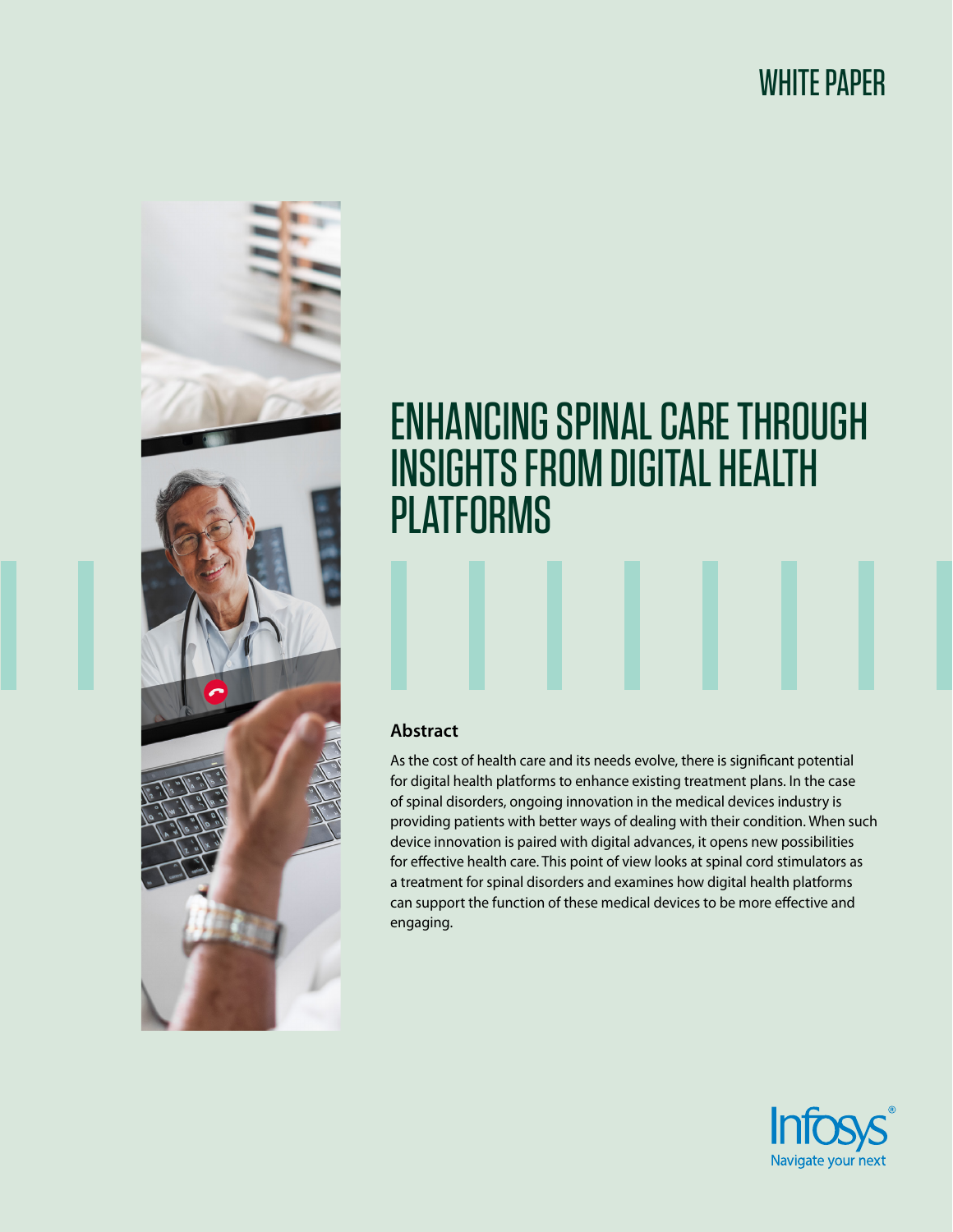WHITE PAPER

# ENHANCING SPINAL CARE THROUGH INSIGHTS FROM DIGITAL HEALTH PLATFORMS

## Abstract

As the cost of health care and its needs evolve, there is significant potential for digital health platforms to enhance existing treatment plans. In the case of spinal disorders, ongoing innovation in the medical devices industry is providing patients with better ways of dealing with their condition. When such device innovation is paired with digital advances, it opens new possibilities for effective health care. This point of view looks at spinal cord stimulators as a treatment for spinal disorders and examines how digital health platforms can support the function of these medical devices to be more effective and engaging.

Infosys®
Navigate your next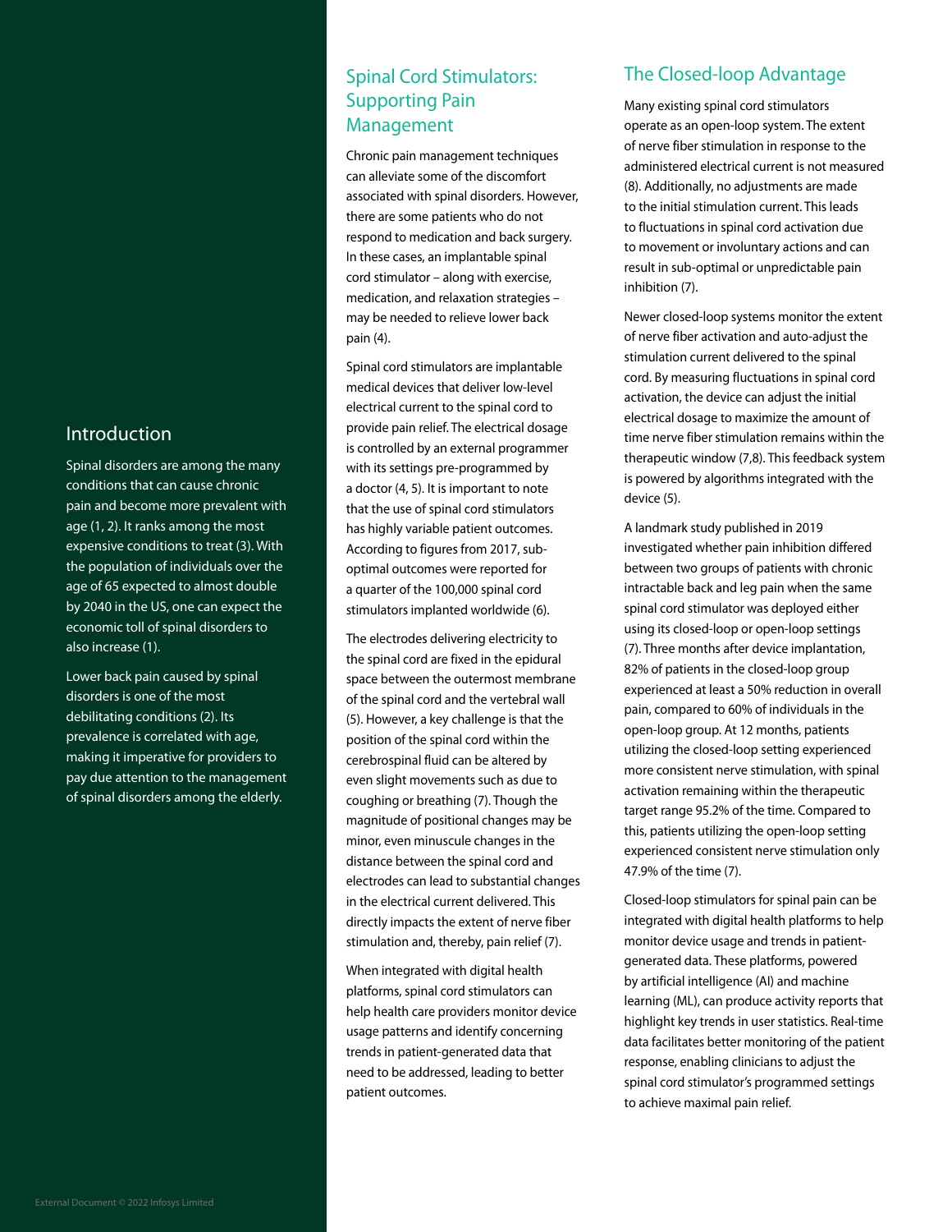## Introduction

Spinal disorders are among the many conditions that can cause chronic pain and become more prevalent with age (1, 2). It ranks among the most expensive conditions to treat (3). With the population of individuals over the age of 65 expected to almost double by 2040 in the US, one can expect the economic toll of spinal disorders to also increase (1).

Lower back pain caused by spinal disorders is one of the most debilitating conditions (2). Its prevalence is correlated with age, making it imperative for providers to pay due attention to the management of spinal disorders among the elderly.

## Spinal Cord Stimulators: Supporting Pain Management

Chronic pain management techniques can alleviate some of the discomfort associated with spinal disorders. However, there are some patients who do not respond to medication and back surgery. In these cases, an implantable spinal cord stimulator – along with exercise, medication, and relaxation strategies – may be needed to relieve lower back pain (4).

Spinal cord stimulators are implantable medical devices that deliver low-level electrical current to the spinal cord to provide pain relief. The electrical dosage is controlled by an external programmer with its settings pre-programmed by a doctor (4, 5). It is important to note that the use of spinal cord stimulators has highly variable patient outcomes. According to figures from 2017, sub-optimal outcomes were reported for a quarter of the 100,000 spinal cord stimulators implanted worldwide (6).

The electrodes delivering electricity to the spinal cord are fixed in the epidural space between the outermost membrane of the spinal cord and the vertebral wall (5). However, a key challenge is that the position of the spinal cord within the cerebrospinal fluid can be altered by even slight movements such as due to coughing or breathing (7). Though the magnitude of positional changes may be minor, even minuscule changes in the distance between the spinal cord and electrodes can lead to substantial changes in the electrical current delivered. This directly impacts the extent of nerve fiber stimulation and, thereby, pain relief (7).

When integrated with digital health platforms, spinal cord stimulators can help health care providers monitor device usage patterns and identify concerning trends in patient-generated data that need to be addressed, leading to better patient outcomes.

## The Closed-loop Advantage

Many existing spinal cord stimulators operate as an open-loop system. The extent of nerve fiber stimulation in response to the administered electrical current is not measured (8). Additionally, no adjustments are made to the initial stimulation current. This leads to fluctuations in spinal cord activation due to movement or involuntary actions and can result in sub-optimal or unpredictable pain inhibition (7).

Newer closed-loop systems monitor the extent of nerve fiber activation and auto-adjust the stimulation current delivered to the spinal cord. By measuring fluctuations in spinal cord activation, the device can adjust the initial electrical dosage to maximize the amount of time nerve fiber stimulation remains within the therapeutic window (7,8). This feedback system is powered by algorithms integrated with the device (5).

A landmark study published in 2019 investigated whether pain inhibition differed between two groups of patients with chronic intractable back and leg pain when the same spinal cord stimulator was deployed either using its closed-loop or open-loop settings (7). Three months after device implantation, 82% of patients in the closed-loop group experienced at least a 50% reduction in overall pain, compared to 60% of individuals in the open-loop group. At 12 months, patients utilizing the closed-loop setting experienced more consistent nerve stimulation, with spinal activation remaining within the therapeutic target range 95.2% of the time. Compared to this, patients utilizing the open-loop setting experienced consistent nerve stimulation only 47.9% of the time (7).

Closed-loop stimulators for spinal pain can be integrated with digital health platforms to help monitor device usage and trends in patient-generated data. These platforms, powered by artificial intelligence (AI) and machine learning (ML), can produce activity reports that highlight key trends in user statistics. Real-time data facilitates better monitoring of the patient response, enabling clinicians to adjust the spinal cord stimulator's programmed settings to achieve maximal pain relief.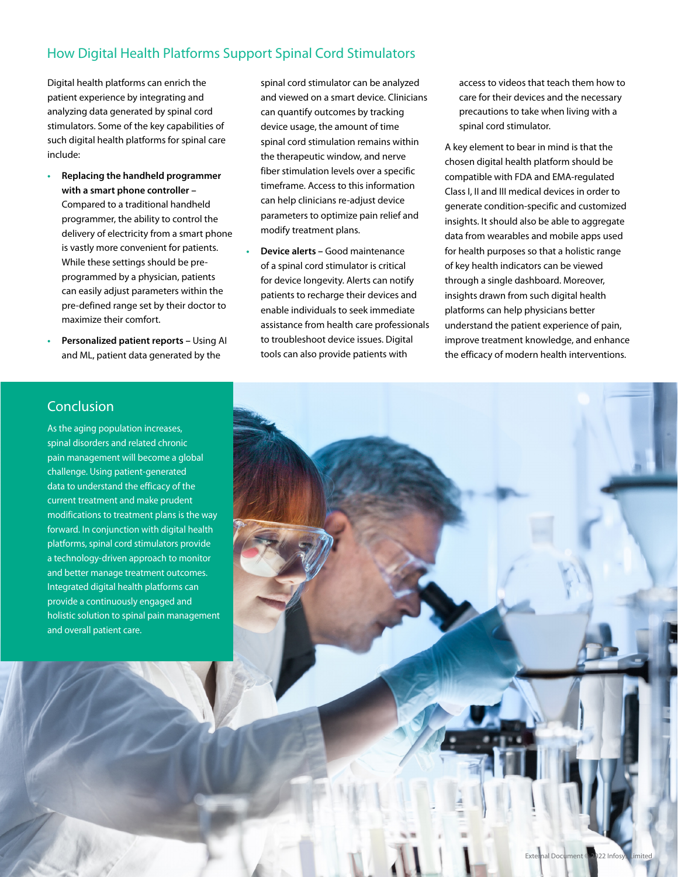## How Digital Health Platforms Support Spinal Cord Stimulators

Digital health platforms can enrich the patient experience by integrating and analyzing data generated by spinal cord stimulators. Some of the key capabilities of such digital health platforms for spinal care include:

- **Replacing the handheld programmer with a smart phone controller** – Compared to a traditional handheld programmer, the ability to control the delivery of electricity from a smart phone is vastly more convenient for patients. While these settings should be pre-programmed by a physician, patients can easily adjust parameters within the pre-defined range set by their doctor to maximize their comfort.
- **Personalized patient reports** – Using AI and ML, patient data generated by the spinal cord stimulator can be analyzed and viewed on a smart device. Clinicians can quantify outcomes by tracking device usage, the amount of time spinal cord stimulation remains within the therapeutic window, and nerve fiber stimulation levels over a specific timeframe. Access to this information can help clinicians re-adjust device parameters to optimize pain relief and modify treatment plans.
- **Device alerts** – Good maintenance of a spinal cord stimulator is critical for device longevity. Alerts can notify patients to recharge their devices and enable individuals to seek immediate assistance from health care professionals to troubleshoot device issues. Digital tools can also provide patients with access to videos that teach them how to care for their devices and the necessary precautions to take when living with a spinal cord stimulator.

A key element to bear in mind is that the chosen digital health platform should be compatible with FDA and EMA-regulated Class I, II and III medical devices in order to generate condition-specific and customized insights. It should also be able to aggregate data from wearables and mobile apps used for health purposes so that a holistic range of key health indicators can be viewed through a single dashboard. Moreover, insights drawn from such digital health platforms can help physicians better understand the patient experience of pain, improve treatment knowledge, and enhance the efficacy of modern health interventions.

## Conclusion

As the aging population increases, spinal disorders and related chronic pain management will become a global challenge. Using patient-generated data to understand the efficacy of the current treatment and make prudent modifications to treatment plans is the way forward. In conjunction with digital health platforms, spinal cord stimulators provide a technology-driven approach to monitor and better manage treatment outcomes. Integrated digital health platforms can provide a continuously engaged and holistic solution to spinal pain management and overall patient care.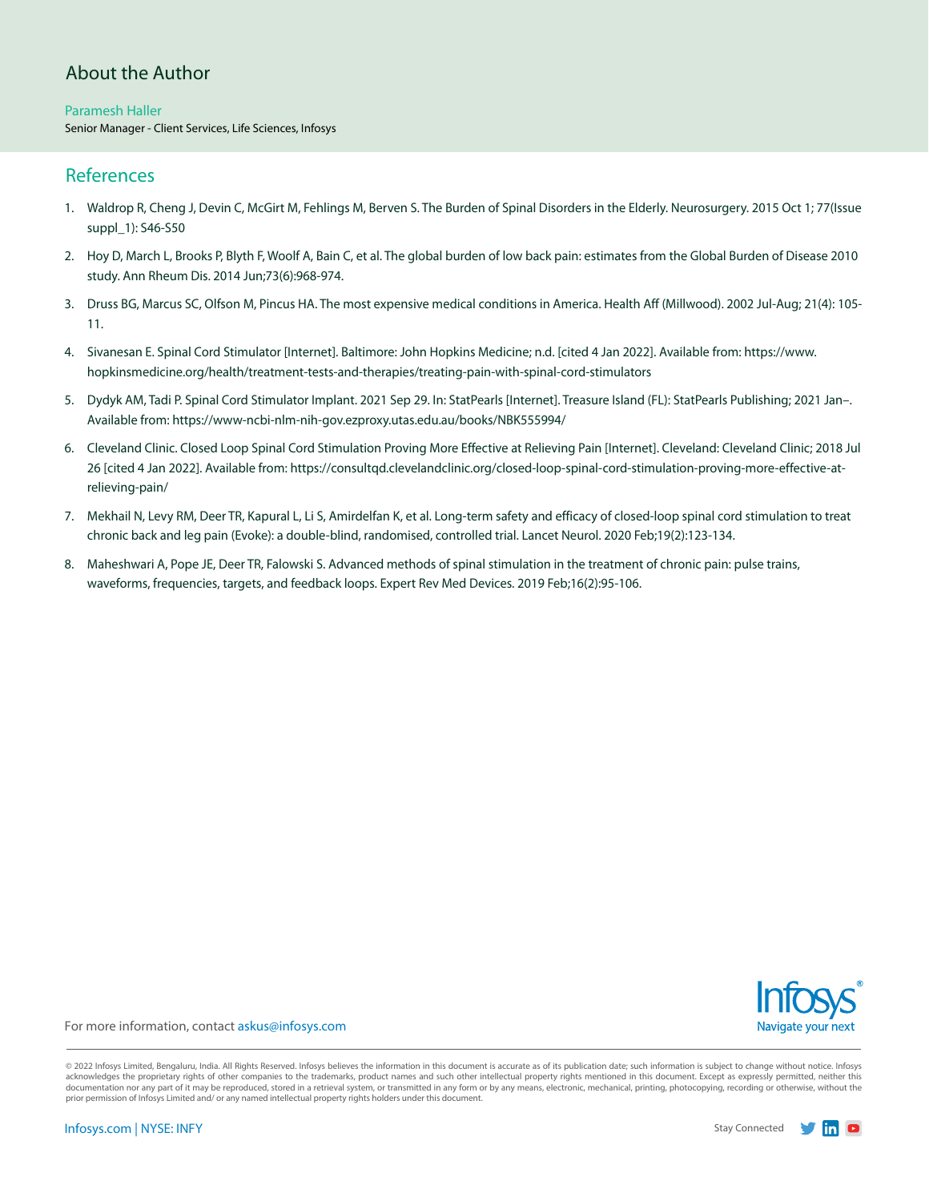## About the Author

Paramesh Haller
Senior Manager - Client Services, Life Sciences, Infosys

## References

1. Waldrop R, Cheng J, Devin C, McGirt M, Fehlings M, Berven S. The Burden of Spinal Disorders in the Elderly. Neurosurgery. 2015 Oct 1; 77(Issue suppl_1): S46-S50
2. Hoy D, March L, Brooks P, Blyth F, Woolf A, Bain C, et al. The global burden of low back pain: estimates from the Global Burden of Disease 2010 study. Ann Rheum Dis. 2014 Jun;73(6):968-974.
3. Druss BG, Marcus SC, Olfson M, Pincus HA. The most expensive medical conditions in America. Health Aff (Millwood). 2002 Jul-Aug; 21(4): 105-11.
4. Sivanesan E. Spinal Cord Stimulator [Internet]. Baltimore: John Hopkins Medicine; n.d. [cited 4 Jan 2022]. Available from: https://www.hopkinsmedicine.org/health/treatment-tests-and-therapies/treating-pain-with-spinal-cord-stimulators
5. Dydyk AM, Tadi P. Spinal Cord Stimulator Implant. 2021 Sep 29. In: StatPearls [Internet]. Treasure Island (FL): StatPearls Publishing; 2021 Jan–. Available from: https://www-ncbi-nlm-nih-gov.ezproxy.utas.edu.au/books/NBK555994/
6. Cleveland Clinic. Closed Loop Spinal Cord Stimulation Proving More Effective at Relieving Pain [Internet]. Cleveland: Cleveland Clinic; 2018 Jul 26 [cited 4 Jan 2022]. Available from: https://consultqd.clevelandclinic.org/closed-loop-spinal-cord-stimulation-proving-more-effective-at-relieving-pain/
7. Mekhail N, Levy RM, Deer TR, Kapural L, Li S, Amirdelfan K, et al. Long-term safety and efficacy of closed-loop spinal cord stimulation to treat chronic back and leg pain (Evoke): a double-blind, randomised, controlled trial. Lancet Neurol. 2020 Feb;19(2):123-134.
8. Maheshwari A, Pope JE, Deer TR, Falowski S. Advanced methods of spinal stimulation in the treatment of chronic pain: pulse trains, waveforms, frequencies, targets, and feedback loops. Expert Rev Med Devices. 2019 Feb;16(2):95-106.

For more information, contact askus@infosys.com

Infosys® Navigate your next

© 2022 Infosys Limited, Bengaluru, India. All Rights Reserved. Infosys believes the information in this document is accurate as of its publication date; such information is subject to change without notice. Infosys acknowledges the proprietary rights of other companies to the trademarks, product names and such other intellectual property rights mentioned in this document. Except as expressly permitted, neither this documentation nor any part of it may be reproduced, stored in a retrieval system, or transmitted in any form or by any means, electronic, mechanical, printing, photocopying, recording or otherwise, without the prior permission of Infosys Limited and/ or any named intellectual property rights holders under this document.

Infosys.com | NYSE: INFY

Stay Connected